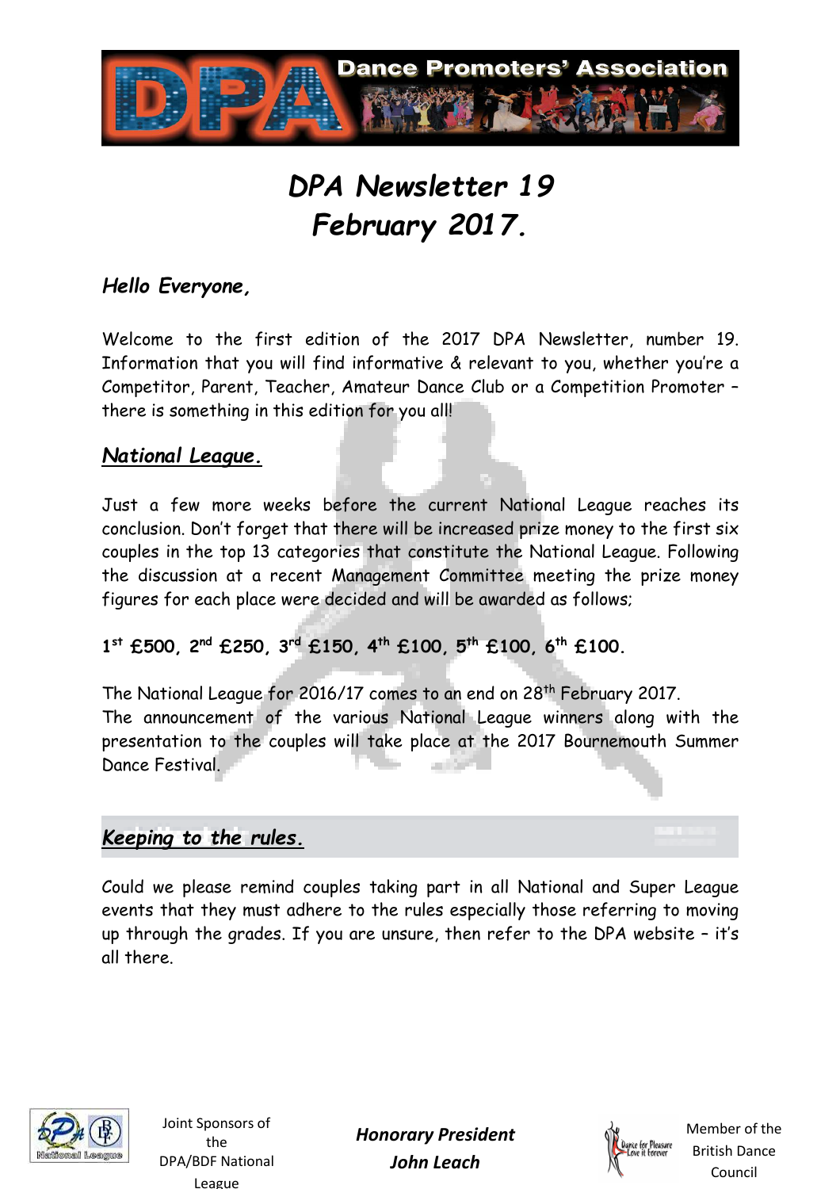# DPA Newsletter 19
# February 2017.

***Hello Everyone,***

Welcome to the first edition of the 2017 DPA Newsletter, number 19. Information that you will find informative & relevant to you, whether you're a Competitor, Parent, Teacher, Amateur Dance Club or a Competition Promoter – there is something in this edition for you all!

## National League.

Just a few more weeks before the current National League reaches its conclusion. Don't forget that there will be increased prize money to the first six couples in the top 13 categories that constitute the National League. Following the discussion at a recent Management Committee meeting the prize money figures for each place were decided and will be awarded as follows;

**1st £500, 2nd £250, 3rd £150, 4th £100, 5th £100, 6th £100.**

The National League for 2016/17 comes to an end on 28th February 2017.
The announcement of the various National League winners along with the presentation to the couples will take place at the 2017 Bournemouth Summer Dance Festival.

## Keeping to the rules.

Could we please remind couples taking part in all National and Super League events that they must adhere to the rules especially those referring to moving up through the grades. If you are unsure, then refer to the DPA website – it's all there.

Joint Sponsors of the DPA/BDF National League

***Honorary President***
***John Leach***

Member of the British Dance Council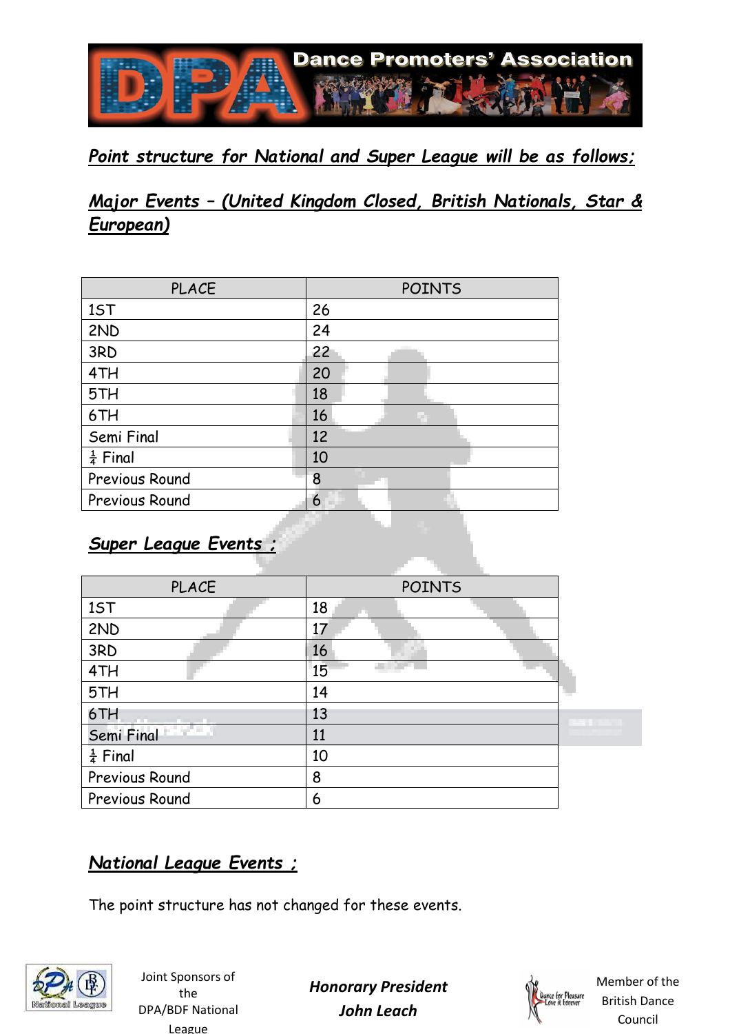*__Point structure for National and Super League will be as follows;__*

*__Major Events – (United Kingdom Closed, British Nationals, Star & European)__*

| PLACE | POINTS |
|---|---|
| 1ST | 26 |
| 2ND | 24 |
| 3RD | 22 |
| 4TH | 20 |
| 5TH | 18 |
| 6TH | 16 |
| Semi Final | 12 |
| ¼ Final | 10 |
| Previous Round | 8 |
| Previous Round | 6 |

*__Super League Events ;__*

| PLACE | POINTS |
|---|---|
| 1ST | 18 |
| 2ND | 17 |
| 3RD | 16 |
| 4TH | 15 |
| 5TH | 14 |
| 6TH | 13 |
| Semi Final | 11 |
| ¼ Final | 10 |
| Previous Round | 8 |
| Previous Round | 6 |

*__National League Events ;__*

The point structure has not changed for these events.

Joint Sponsors of the DPA/BDF National League

***Honorary President***
***John Leach***

Member of the British Dance Council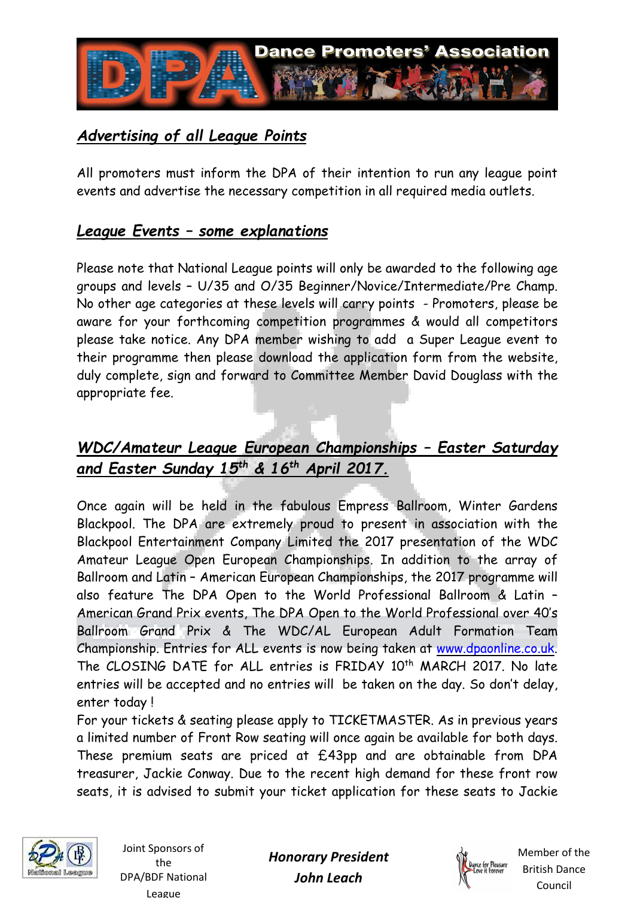## *Advertising of all League Points*

All promoters must inform the DPA of their intention to run any league point events and advertise the necessary competition in all required media outlets.

## *League Events – some explanations*

Please note that National League points will only be awarded to the following age groups and levels – U/35 and O/35 Beginner/Novice/Intermediate/Pre Champ. No other age categories at these levels will carry points - Promoters, please be aware for your forthcoming competition programmes & would all competitors please take notice. Any DPA member wishing to add a Super League event to their programme then please download the application form from the website, duly complete, sign and forward to Committee Member David Douglass with the appropriate fee.

## *WDC/Amateur League European Championships – Easter Saturday and Easter Sunday 15th & 16th April 2017.*

Once again will be held in the fabulous Empress Ballroom, Winter Gardens Blackpool. The DPA are extremely proud to present in association with the Blackpool Entertainment Company Limited the 2017 presentation of the WDC Amateur League Open European Championships. In addition to the array of Ballroom and Latin – American European Championships, the 2017 programme will also feature The DPA Open to the World Professional Ballroom & Latin – American Grand Prix events, The DPA Open to the World Professional over 40's Ballroom Grand Prix & The WDC/AL European Adult Formation Team Championship. Entries for ALL events is now being taken at www.dpaonline.co.uk. The CLOSING DATE for ALL entries is FRIDAY 10th MARCH 2017. No late entries will be accepted and no entries will be taken on the day. So don't delay, enter today !

For your tickets & seating please apply to TICKETMASTER. As in previous years a limited number of Front Row seating will once again be available for both days. These premium seats are priced at £43pp and are obtainable from DPA treasurer, Jackie Conway. Due to the recent high demand for these front row seats, it is advised to submit your ticket application for these seats to Jackie

Joint Sponsors of the DPA/BDF National League

***Honorary President John Leach***

Member of the British Dance Council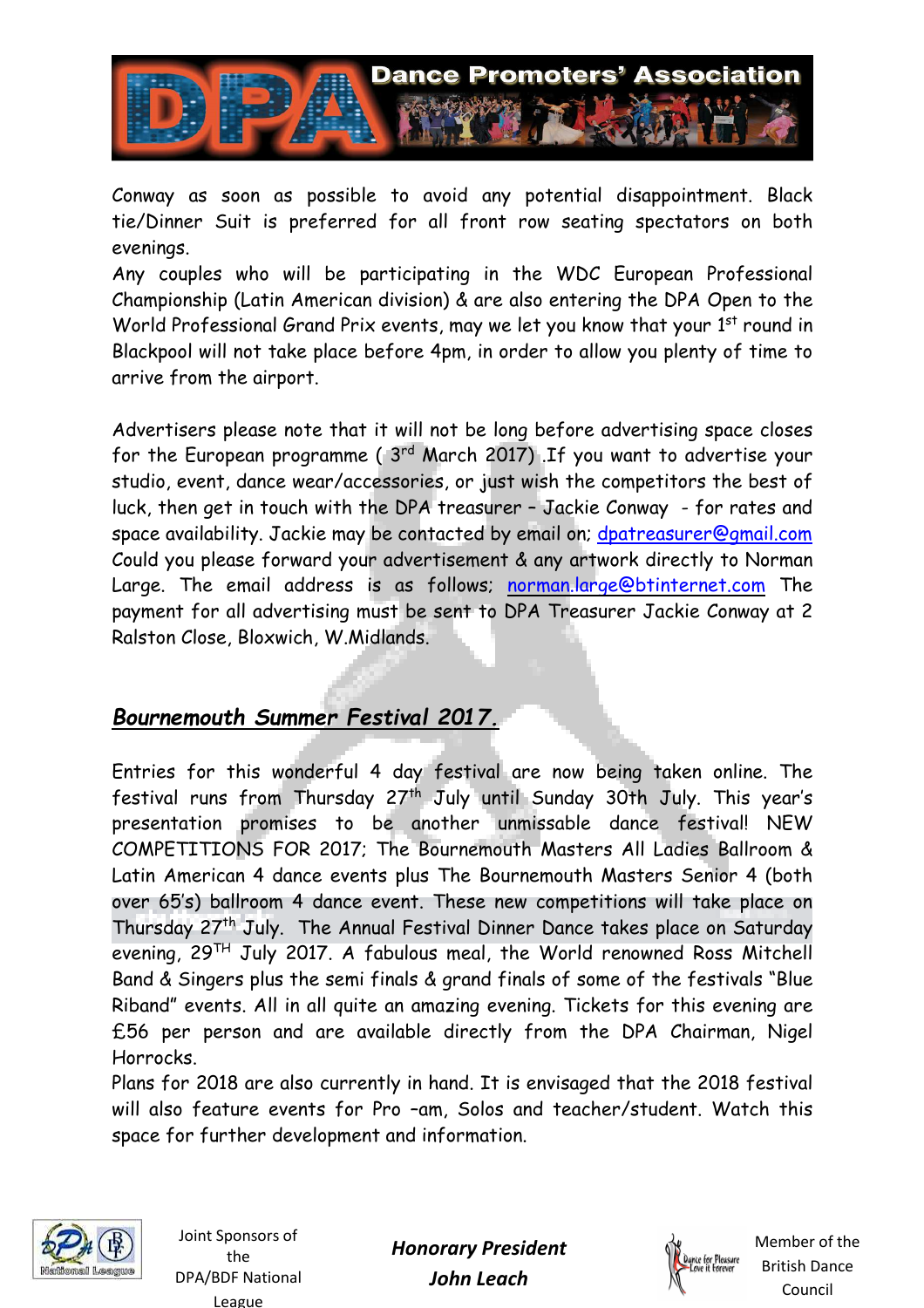Conway as soon as possible to avoid any potential disappointment. Black tie/Dinner Suit is preferred for all front row seating spectators on both evenings.

Any couples who will be participating in the WDC European Professional Championship (Latin American division) & are also entering the DPA Open to the World Professional Grand Prix events, may we let you know that your 1st round in Blackpool will not take place before 4pm, in order to allow you plenty of time to arrive from the airport.

Advertisers please note that it will not be long before advertising space closes for the European programme ( 3rd March 2017) .If you want to advertise your studio, event, dance wear/accessories, or just wish the competitors the best of luck, then get in touch with the DPA treasurer – Jackie Conway - for rates and space availability. Jackie may be contacted by email on; dpatreasurer@gmail.com Could you please forward your advertisement & any artwork directly to Norman Large. The email address is as follows; norman.large@btinternet.com The payment for all advertising must be sent to DPA Treasurer Jackie Conway at 2 Ralston Close, Bloxwich, W.Midlands.

## ***Bournemouth Summer Festival 2017.***

Entries for this wonderful 4 day festival are now being taken online. The festival runs from Thursday 27th July until Sunday 30th July. This year's presentation promises to be another unmissable dance festival! NEW COMPETITIONS FOR 2017; The Bournemouth Masters All Ladies Ballroom & Latin American 4 dance events plus The Bournemouth Masters Senior 4 (both over 65's) ballroom 4 dance event. These new competitions will take place on Thursday 27th July. The Annual Festival Dinner Dance takes place on Saturday evening, 29TH July 2017. A fabulous meal, the World renowned Ross Mitchell Band & Singers plus the semi finals & grand finals of some of the festivals "Blue Riband" events. All in all quite an amazing evening. Tickets for this evening are £56 per person and are available directly from the DPA Chairman, Nigel Horrocks.

Plans for 2018 are also currently in hand. It is envisaged that the 2018 festival will also feature events for Pro –am, Solos and teacher/student. Watch this space for further development and information.

Joint Sponsors of the DPA/BDF National League

***Honorary President***
***John Leach***

Member of the British Dance Council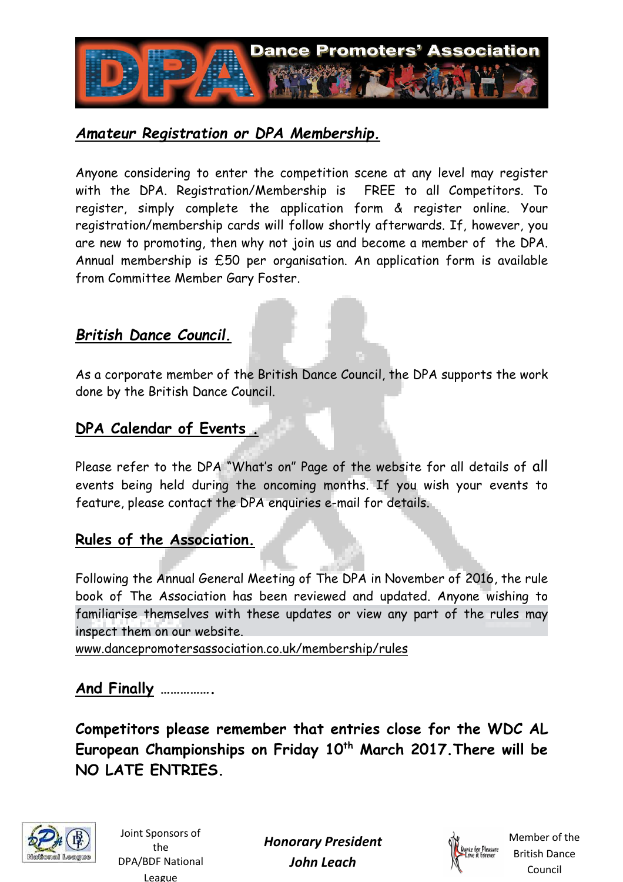# Dance Promoters' Association

## *Amateur Registration or DPA Membership.*

Anyone considering to enter the competition scene at any level may register with the DPA. Registration/Membership is FREE to all Competitors. To register, simply complete the application form & register online. Your registration/membership cards will follow shortly afterwards. If, however, you are new to promoting, then why not join us and become a member of the DPA. Annual membership is £50 per organisation. An application form is available from Committee Member Gary Foster.

## *British Dance Council.*

As a corporate member of the British Dance Council, the DPA supports the work done by the British Dance Council.

## DPA Calendar of Events .

Please refer to the DPA "What's on" Page of the website for all details of all events being held during the oncoming months. If you wish your events to feature, please contact the DPA enquiries e-mail for details.

## Rules of the Association.

Following the Annual General Meeting of The DPA in November of 2016, the rule book of The Association has been reviewed and updated. Anyone wishing to familiarise themselves with these updates or view any part of the rules may inspect them on our website.

www.dancepromotersassociation.co.uk/membership/rules

## And Finally …………….

**Competitors please remember that entries close for the WDC AL European Championships on Friday 10th March 2017.There will be NO LATE ENTRIES.**

Joint Sponsors of the DPA/BDF National League

***Honorary President***
***John Leach***

Member of the British Dance Council